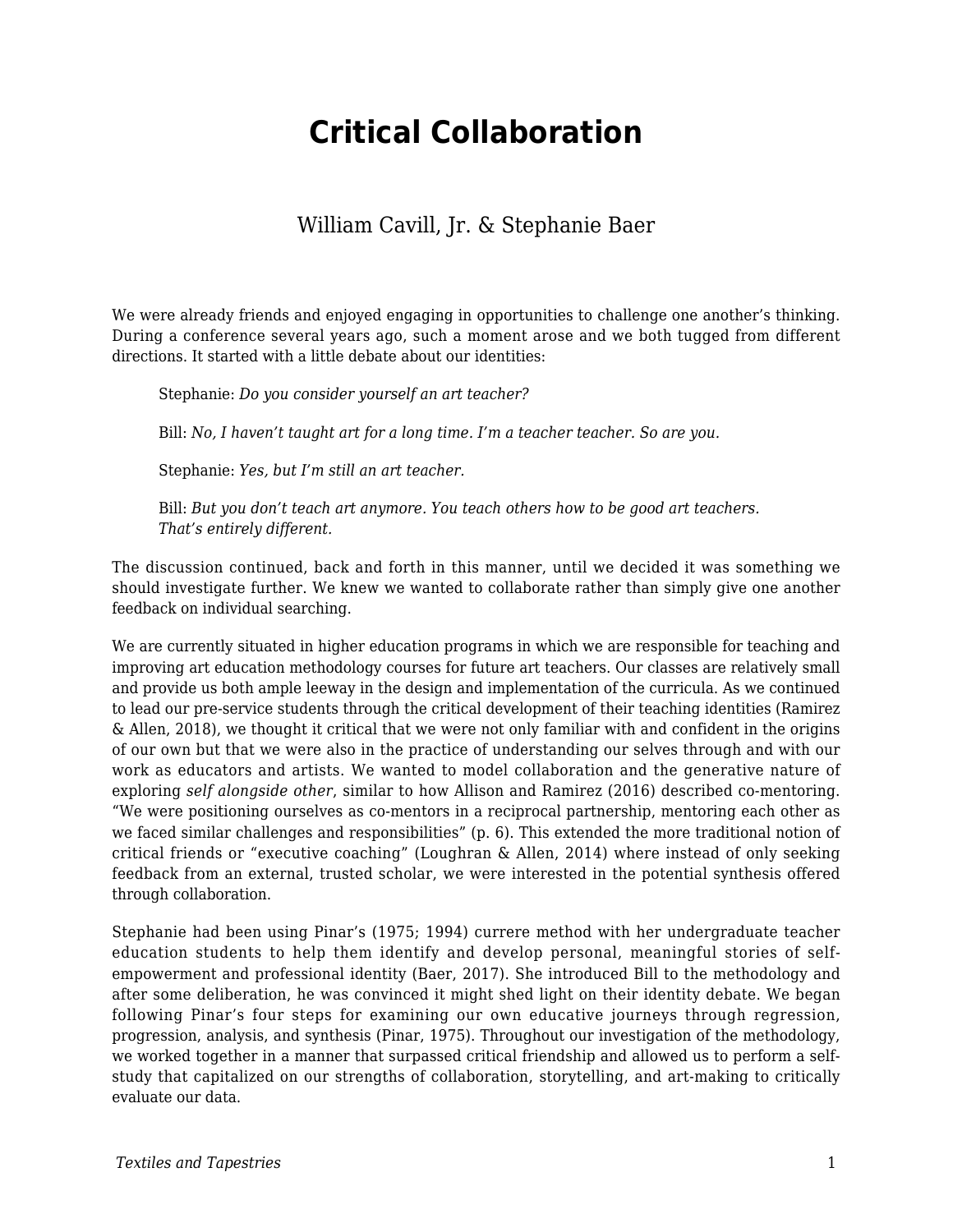# Critical Collaboration

William Cavill, Jr. & Stephanie Baer

We were already friends and enjoyed engaging in opportunities to challenge one another's thinking. During a conference several years ago, such a moment arose and we both tugged from different directions. It started with a little debate about our identities:

> Stephanie: *Do you consider yourself an art teacher?*
>
> Bill: *No, I haven't taught art for a long time. I'm a teacher teacher. So are you.*
>
> Stephanie: *Yes, but I'm still an art teacher.*
>
> Bill: *But you don't teach art anymore. You teach others how to be good art teachers. That's entirely different.*

The discussion continued, back and forth in this manner, until we decided it was something we should investigate further. We knew we wanted to collaborate rather than simply give one another feedback on individual searching.

We are currently situated in higher education programs in which we are responsible for teaching and improving art education methodology courses for future art teachers. Our classes are relatively small and provide us both ample leeway in the design and implementation of the curricula. As we continued to lead our pre-service students through the critical development of their teaching identities (Ramirez & Allen, 2018), we thought it critical that we were not only familiar with and confident in the origins of our own but that we were also in the practice of understanding our selves through and with our work as educators and artists. We wanted to model collaboration and the generative nature of exploring *self alongside other*, similar to how Allison and Ramirez (2016) described co-mentoring. "We were positioning ourselves as co-mentors in a reciprocal partnership, mentoring each other as we faced similar challenges and responsibilities" (p. 6). This extended the more traditional notion of critical friends or "executive coaching" (Loughran & Allen, 2014) where instead of only seeking feedback from an external, trusted scholar, we were interested in the potential synthesis offered through collaboration.

Stephanie had been using Pinar's (1975; 1994) currere method with her undergraduate teacher education students to help them identify and develop personal, meaningful stories of self-empowerment and professional identity (Baer, 2017). She introduced Bill to the methodology and after some deliberation, he was convinced it might shed light on their identity debate. We began following Pinar's four steps for examining our own educative journeys through regression, progression, analysis, and synthesis (Pinar, 1975). Throughout our investigation of the methodology, we worked together in a manner that surpassed critical friendship and allowed us to perform a self-study that capitalized on our strengths of collaboration, storytelling, and art-making to critically evaluate our data.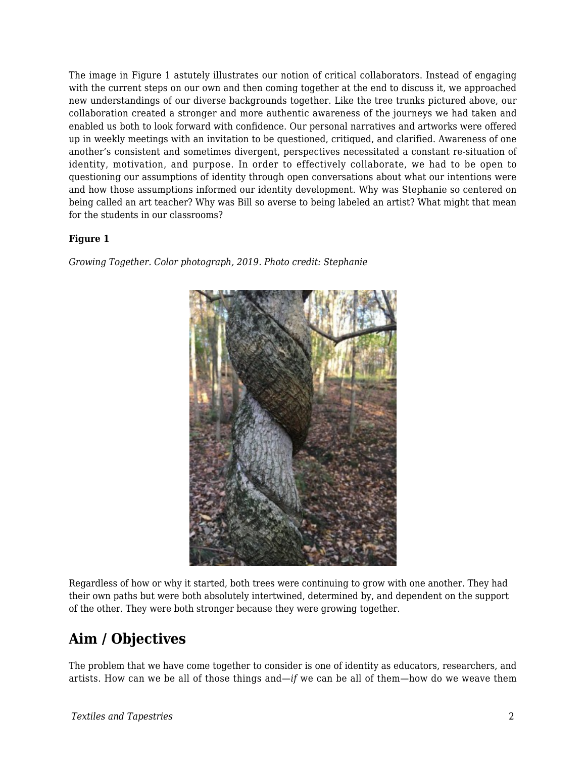The image in Figure 1 astutely illustrates our notion of critical collaborators. Instead of engaging with the current steps on our own and then coming together at the end to discuss it, we approached new understandings of our diverse backgrounds together. Like the tree trunks pictured above, our collaboration created a stronger and more authentic awareness of the journeys we had taken and enabled us both to look forward with confidence. Our personal narratives and artworks were offered up in weekly meetings with an invitation to be questioned, critiqued, and clarified. Awareness of one another's consistent and sometimes divergent, perspectives necessitated a constant re-situation of identity, motivation, and purpose. In order to effectively collaborate, we had to be open to questioning our assumptions of identity through open conversations about what our intentions were and how those assumptions informed our identity development. Why was Stephanie so centered on being called an art teacher? Why was Bill so averse to being labeled an artist? What might that mean for the students in our classrooms?

**Figure 1**

*Growing Together. Color photograph, 2019. Photo credit: Stephanie*

Regardless of how or why it started, both trees were continuing to grow with one another. They had their own paths but were both absolutely intertwined, determined by, and dependent on the support of the other. They were both stronger because they were growing together.

## Aim / Objectives

The problem that we have come together to consider is one of identity as educators, researchers, and artists. How can we be all of those things and—*if* we can be all of them—how do we weave them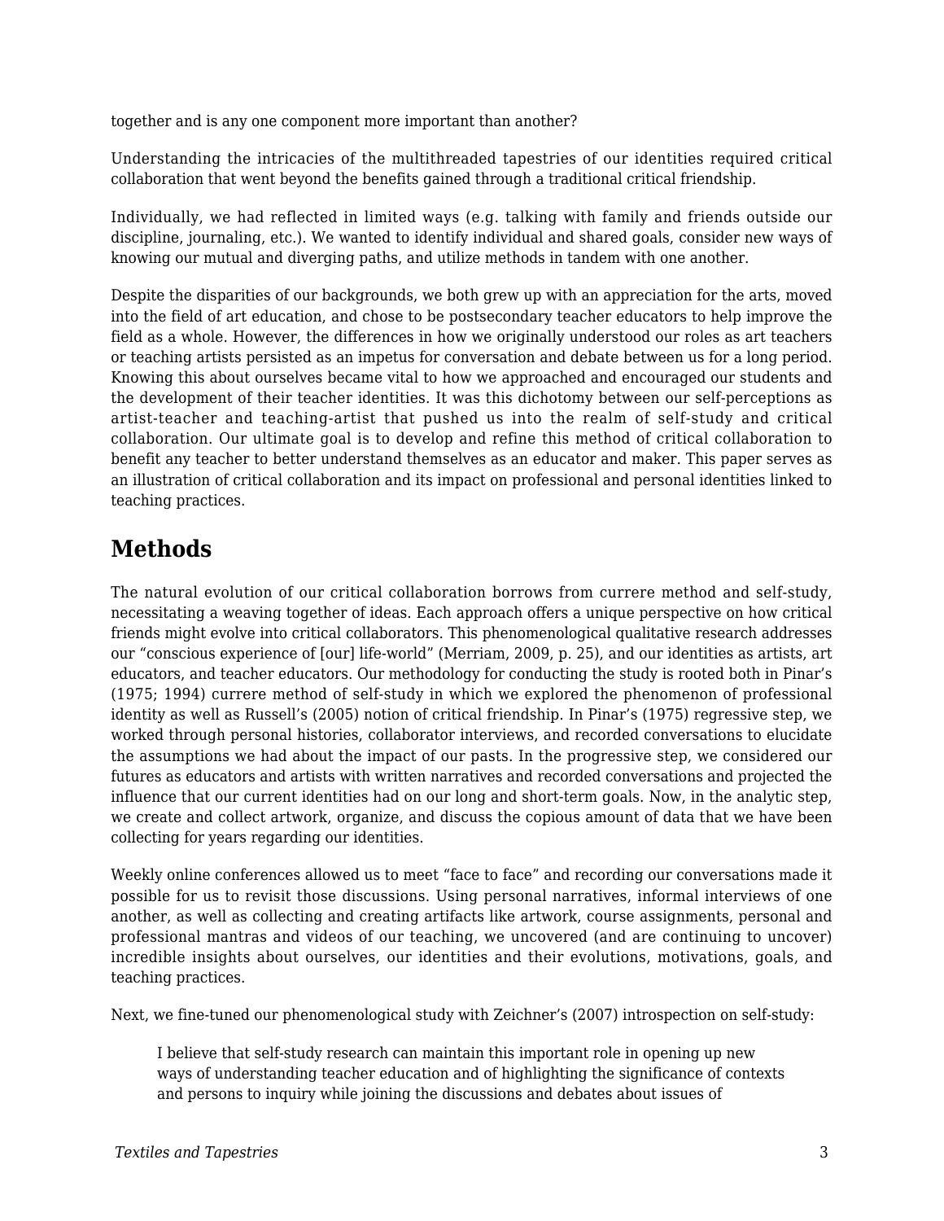together and is any one component more important than another?

Understanding the intricacies of the multithreaded tapestries of our identities required critical collaboration that went beyond the benefits gained through a traditional critical friendship.

Individually, we had reflected in limited ways (e.g. talking with family and friends outside our discipline, journaling, etc.). We wanted to identify individual and shared goals, consider new ways of knowing our mutual and diverging paths, and utilize methods in tandem with one another.

Despite the disparities of our backgrounds, we both grew up with an appreciation for the arts, moved into the field of art education, and chose to be postsecondary teacher educators to help improve the field as a whole. However, the differences in how we originally understood our roles as art teachers or teaching artists persisted as an impetus for conversation and debate between us for a long period. Knowing this about ourselves became vital to how we approached and encouraged our students and the development of their teacher identities. It was this dichotomy between our self-perceptions as artist-teacher and teaching-artist that pushed us into the realm of self-study and critical collaboration. Our ultimate goal is to develop and refine this method of critical collaboration to benefit any teacher to better understand themselves as an educator and maker. This paper serves as an illustration of critical collaboration and its impact on professional and personal identities linked to teaching practices.

## Methods

The natural evolution of our critical collaboration borrows from currere method and self-study, necessitating a weaving together of ideas. Each approach offers a unique perspective on how critical friends might evolve into critical collaborators. This phenomenological qualitative research addresses our "conscious experience of [our] life-world" (Merriam, 2009, p. 25), and our identities as artists, art educators, and teacher educators. Our methodology for conducting the study is rooted both in Pinar's (1975; 1994) currere method of self-study in which we explored the phenomenon of professional identity as well as Russell's (2005) notion of critical friendship. In Pinar's (1975) regressive step, we worked through personal histories, collaborator interviews, and recorded conversations to elucidate the assumptions we had about the impact of our pasts. In the progressive step, we considered our futures as educators and artists with written narratives and recorded conversations and projected the influence that our current identities had on our long and short-term goals. Now, in the analytic step, we create and collect artwork, organize, and discuss the copious amount of data that we have been collecting for years regarding our identities.

Weekly online conferences allowed us to meet "face to face" and recording our conversations made it possible for us to revisit those discussions. Using personal narratives, informal interviews of one another, as well as collecting and creating artifacts like artwork, course assignments, personal and professional mantras and videos of our teaching, we uncovered (and are continuing to uncover) incredible insights about ourselves, our identities and their evolutions, motivations, goals, and teaching practices.

Next, we fine-tuned our phenomenological study with Zeichner's (2007) introspection on self-study:

> I believe that self-study research can maintain this important role in opening up new ways of understanding teacher education and of highlighting the significance of contexts and persons to inquiry while joining the discussions and debates about issues of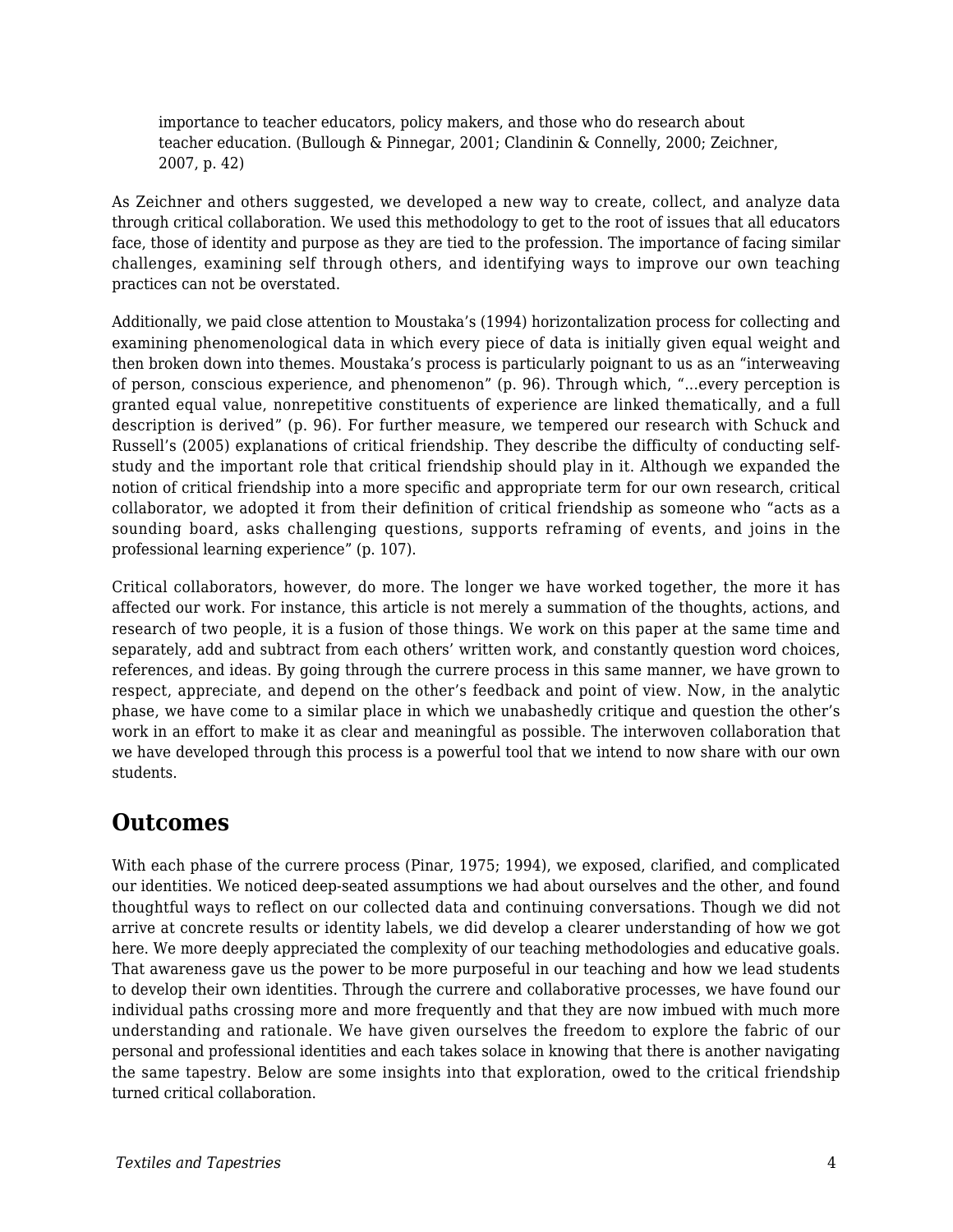> importance to teacher educators, policy makers, and those who do research about teacher education. (Bullough & Pinnegar, 2001; Clandinin & Connelly, 2000; Zeichner, 2007, p. 42)

As Zeichner and others suggested, we developed a new way to create, collect, and analyze data through critical collaboration. We used this methodology to get to the root of issues that all educators face, those of identity and purpose as they are tied to the profession. The importance of facing similar challenges, examining self through others, and identifying ways to improve our own teaching practices can not be overstated.

Additionally, we paid close attention to Moustaka's (1994) horizontalization process for collecting and examining phenomenological data in which every piece of data is initially given equal weight and then broken down into themes. Moustaka's process is particularly poignant to us as an "interweaving of person, conscious experience, and phenomenon" (p. 96). Through which, "...every perception is granted equal value, nonrepetitive constituents of experience are linked thematically, and a full description is derived" (p. 96). For further measure, we tempered our research with Schuck and Russell's (2005) explanations of critical friendship. They describe the difficulty of conducting self-study and the important role that critical friendship should play in it. Although we expanded the notion of critical friendship into a more specific and appropriate term for our own research, critical collaborator, we adopted it from their definition of critical friendship as someone who "acts as a sounding board, asks challenging questions, supports reframing of events, and joins in the professional learning experience" (p. 107).

Critical collaborators, however, do more. The longer we have worked together, the more it has affected our work. For instance, this article is not merely a summation of the thoughts, actions, and research of two people, it is a fusion of those things. We work on this paper at the same time and separately, add and subtract from each others' written work, and constantly question word choices, references, and ideas. By going through the currere process in this same manner, we have grown to respect, appreciate, and depend on the other's feedback and point of view. Now, in the analytic phase, we have come to a similar place in which we unabashedly critique and question the other's work in an effort to make it as clear and meaningful as possible. The interwoven collaboration that we have developed through this process is a powerful tool that we intend to now share with our own students.

## Outcomes

With each phase of the currere process (Pinar, 1975; 1994), we exposed, clarified, and complicated our identities. We noticed deep-seated assumptions we had about ourselves and the other, and found thoughtful ways to reflect on our collected data and continuing conversations. Though we did not arrive at concrete results or identity labels, we did develop a clearer understanding of how we got here. We more deeply appreciated the complexity of our teaching methodologies and educative goals. That awareness gave us the power to be more purposeful in our teaching and how we lead students to develop their own identities. Through the currere and collaborative processes, we have found our individual paths crossing more and more frequently and that they are now imbued with much more understanding and rationale. We have given ourselves the freedom to explore the fabric of our personal and professional identities and each takes solace in knowing that there is another navigating the same tapestry. Below are some insights into that exploration, owed to the critical friendship turned critical collaboration.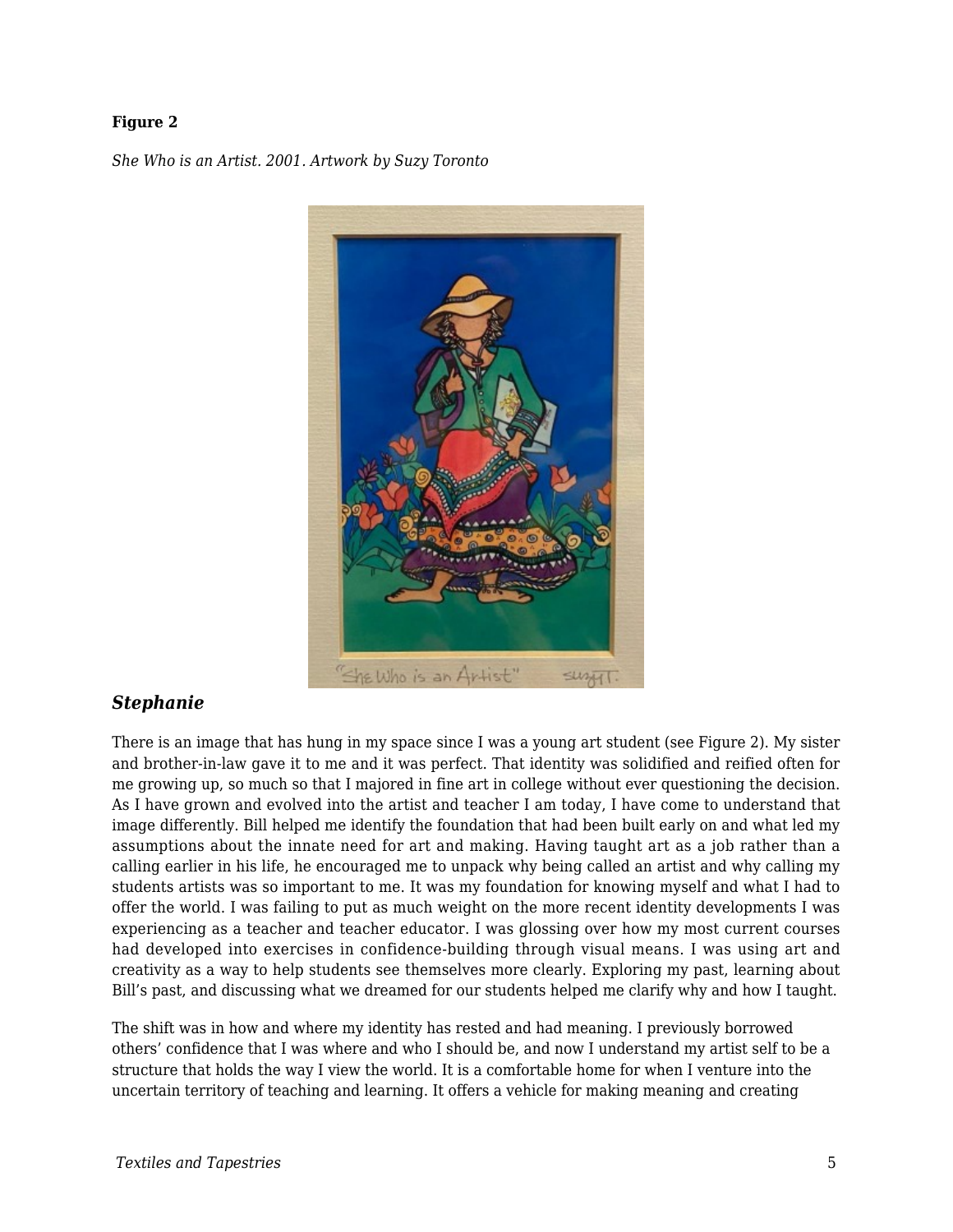**Figure 2**

*She Who is an Artist. 2001. Artwork by Suzy Toronto*

### *Stephanie*

There is an image that has hung in my space since I was a young art student (see Figure 2). My sister and brother-in-law gave it to me and it was perfect. That identity was solidified and reified often for me growing up, so much so that I majored in fine art in college without ever questioning the decision. As I have grown and evolved into the artist and teacher I am today, I have come to understand that image differently. Bill helped me identify the foundation that had been built early on and what led my assumptions about the innate need for art and making. Having taught art as a job rather than a calling earlier in his life, he encouraged me to unpack why being called an artist and why calling my students artists was so important to me. It was my foundation for knowing myself and what I had to offer the world. I was failing to put as much weight on the more recent identity developments I was experiencing as a teacher and teacher educator. I was glossing over how my most current courses had developed into exercises in confidence-building through visual means. I was using art and creativity as a way to help students see themselves more clearly. Exploring my past, learning about Bill's past, and discussing what we dreamed for our students helped me clarify why and how I taught.

The shift was in how and where my identity has rested and had meaning. I previously borrowed others' confidence that I was where and who I should be, and now I understand my artist self to be a structure that holds the way I view the world. It is a comfortable home for when I venture into the uncertain territory of teaching and learning. It offers a vehicle for making meaning and creating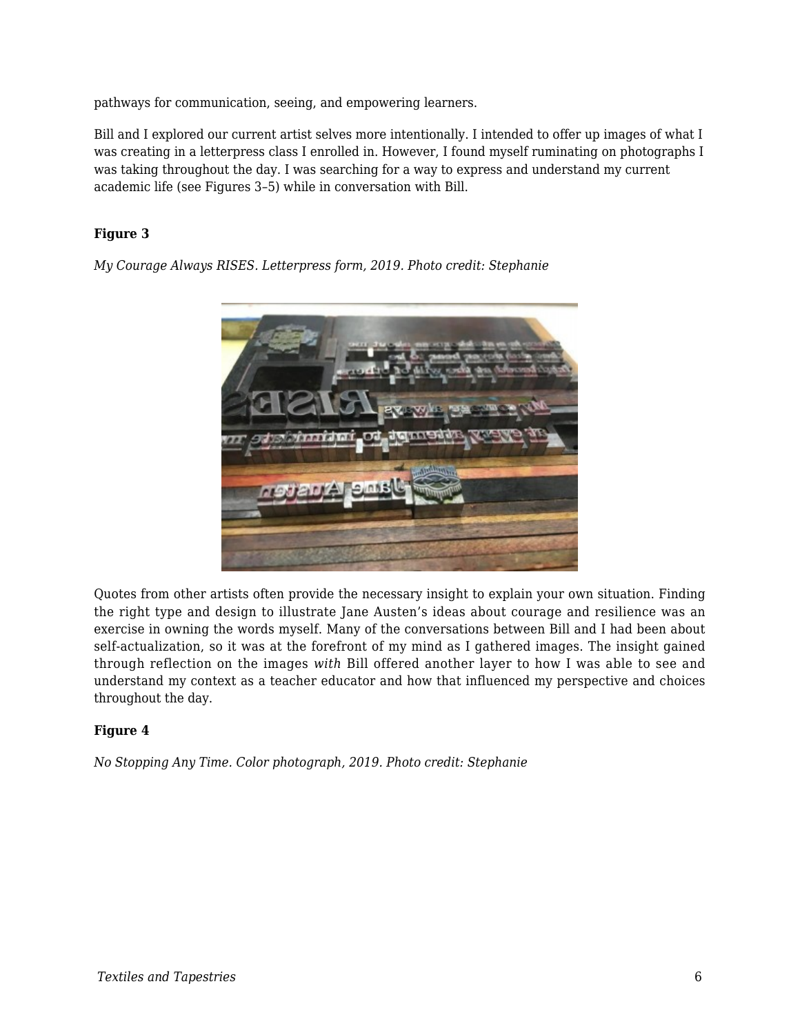pathways for communication, seeing, and empowering learners.

Bill and I explored our current artist selves more intentionally. I intended to offer up images of what I was creating in a letterpress class I enrolled in. However, I found myself ruminating on photographs I was taking throughout the day. I was searching for a way to express and understand my current academic life (see Figures 3–5) while in conversation with Bill.

**Figure 3**

*My Courage Always RISES. Letterpress form, 2019. Photo credit: Stephanie*

Quotes from other artists often provide the necessary insight to explain your own situation. Finding the right type and design to illustrate Jane Austen's ideas about courage and resilience was an exercise in owning the words myself. Many of the conversations between Bill and I had been about self-actualization, so it was at the forefront of my mind as I gathered images. The insight gained through reflection on the images *with* Bill offered another layer to how I was able to see and understand my context as a teacher educator and how that influenced my perspective and choices throughout the day.

**Figure 4**

*No Stopping Any Time. Color photograph, 2019. Photo credit: Stephanie*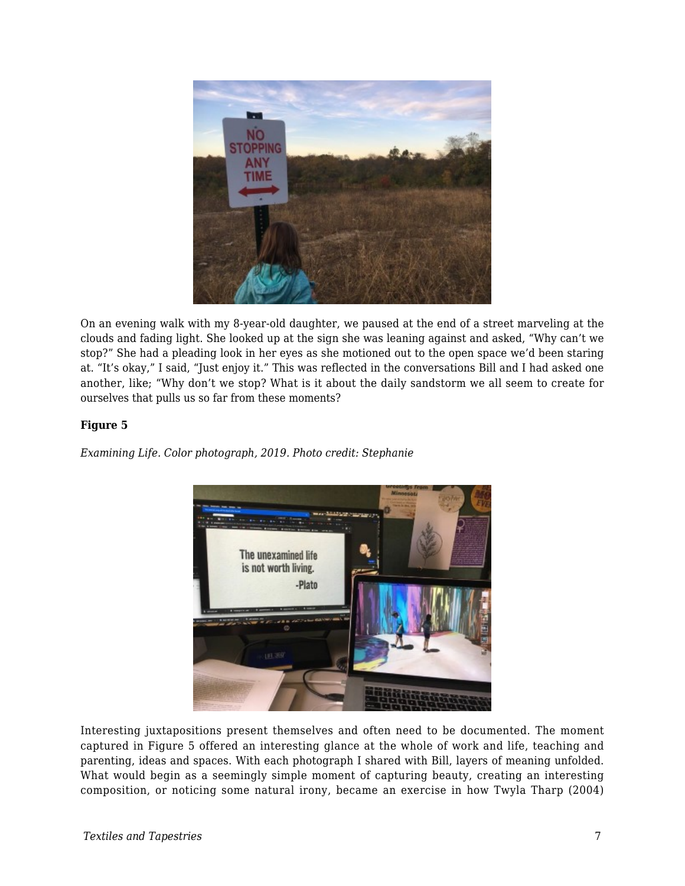On an evening walk with my 8-year-old daughter, we paused at the end of a street marveling at the clouds and fading light. She looked up at the sign she was leaning against and asked, "Why can't we stop?" She had a pleading look in her eyes as she motioned out to the open space we'd been staring at. "It's okay," I said, "Just enjoy it." This was reflected in the conversations Bill and I had asked one another, like; "Why don't we stop? What is it about the daily sandstorm we all seem to create for ourselves that pulls us so far from these moments?

**Figure 5**

*Examining Life. Color photograph, 2019. Photo credit: Stephanie*

Interesting juxtapositions present themselves and often need to be documented. The moment captured in Figure 5 offered an interesting glance at the whole of work and life, teaching and parenting, ideas and spaces. With each photograph I shared with Bill, layers of meaning unfolded. What would begin as a seemingly simple moment of capturing beauty, creating an interesting composition, or noticing some natural irony, became an exercise in how Twyla Tharp (2004)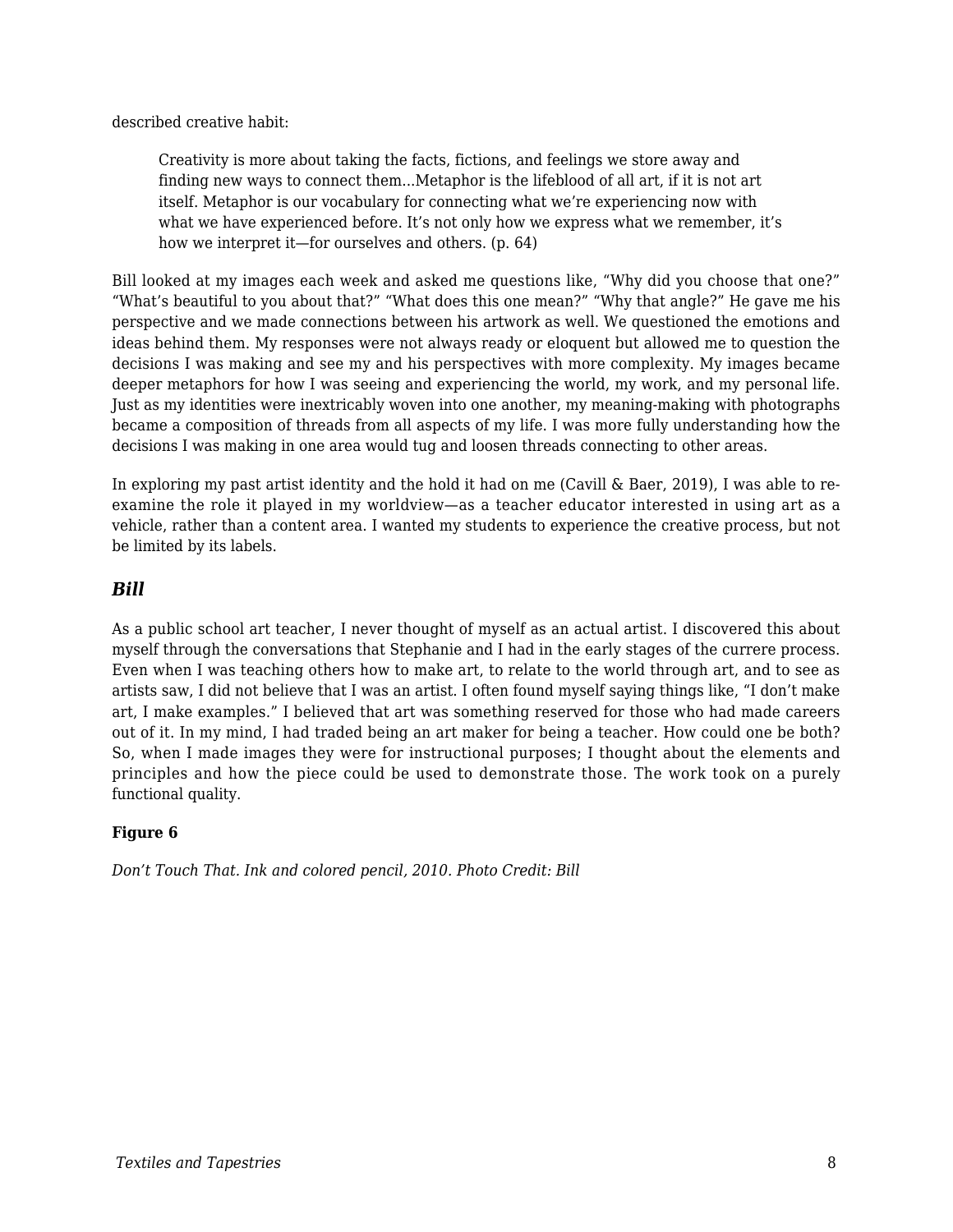described creative habit:

> Creativity is more about taking the facts, fictions, and feelings we store away and finding new ways to connect them...Metaphor is the lifeblood of all art, if it is not art itself. Metaphor is our vocabulary for connecting what we're experiencing now with what we have experienced before. It's not only how we express what we remember, it's how we interpret it—for ourselves and others. (p. 64)

Bill looked at my images each week and asked me questions like, "Why did you choose that one?" "What's beautiful to you about that?" "What does this one mean?" "Why that angle?" He gave me his perspective and we made connections between his artwork as well. We questioned the emotions and ideas behind them. My responses were not always ready or eloquent but allowed me to question the decisions I was making and see my and his perspectives with more complexity. My images became deeper metaphors for how I was seeing and experiencing the world, my work, and my personal life. Just as my identities were inextricably woven into one another, my meaning-making with photographs became a composition of threads from all aspects of my life. I was more fully understanding how the decisions I was making in one area would tug and loosen threads connecting to other areas.

In exploring my past artist identity and the hold it had on me (Cavill & Baer, 2019), I was able to re-examine the role it played in my worldview—as a teacher educator interested in using art as a vehicle, rather than a content area. I wanted my students to experience the creative process, but not be limited by its labels.

### *Bill*

As a public school art teacher, I never thought of myself as an actual artist. I discovered this about myself through the conversations that Stephanie and I had in the early stages of the currere process. Even when I was teaching others how to make art, to relate to the world through art, and to see as artists saw, I did not believe that I was an artist. I often found myself saying things like, "I don't make art, I make examples." I believed that art was something reserved for those who had made careers out of it. In my mind, I had traded being an art maker for being a teacher. How could one be both? So, when I made images they were for instructional purposes; I thought about the elements and principles and how the piece could be used to demonstrate those. The work took on a purely functional quality.

**Figure 6**

*Don't Touch That. Ink and colored pencil, 2010. Photo Credit: Bill*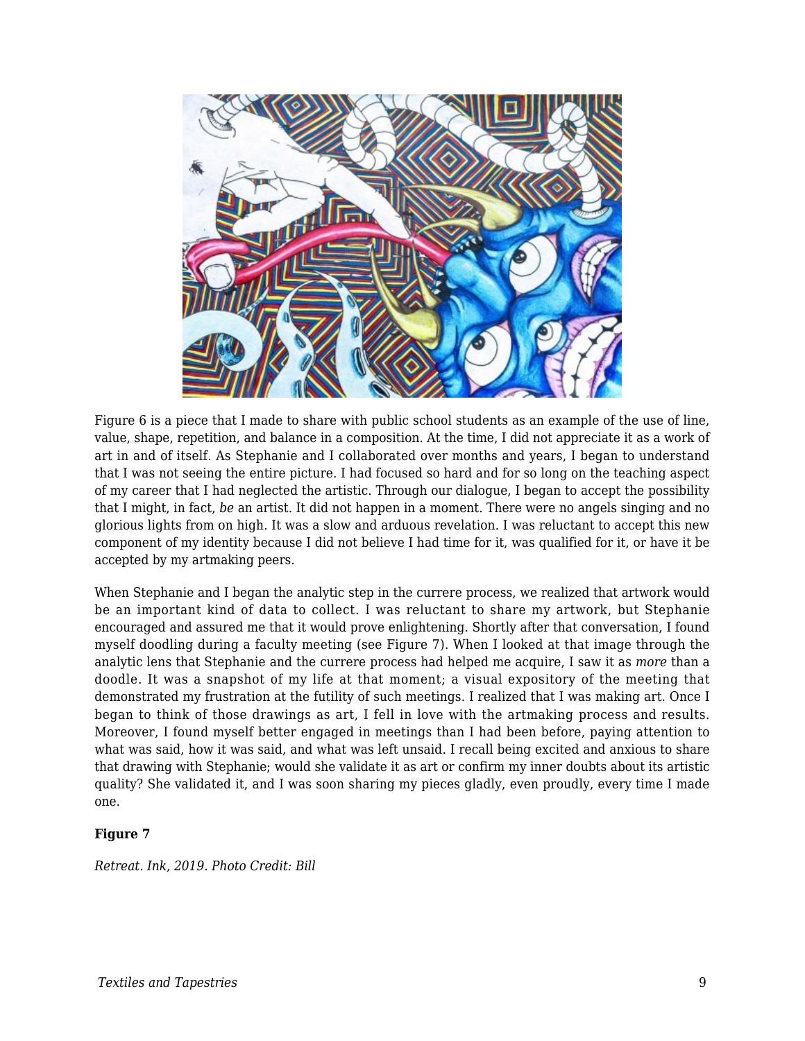Figure 6 is a piece that I made to share with public school students as an example of the use of line, value, shape, repetition, and balance in a composition. At the time, I did not appreciate it as a work of art in and of itself. As Stephanie and I collaborated over months and years, I began to understand that I was not seeing the entire picture. I had focused so hard and for so long on the teaching aspect of my career that I had neglected the artistic. Through our dialogue, I began to accept the possibility that I might, in fact, *be* an artist. It did not happen in a moment. There were no angels singing and no glorious lights from on high. It was a slow and arduous revelation. I was reluctant to accept this new component of my identity because I did not believe I had time for it, was qualified for it, or have it be accepted by my artmaking peers.

When Stephanie and I began the analytic step in the currere process, we realized that artwork would be an important kind of data to collect. I was reluctant to share my artwork, but Stephanie encouraged and assured me that it would prove enlightening. Shortly after that conversation, I found myself doodling during a faculty meeting (see Figure 7). When I looked at that image through the analytic lens that Stephanie and the currere process had helped me acquire, I saw it as *more* than a doodle. It was a snapshot of my life at that moment; a visual expository of the meeting that demonstrated my frustration at the futility of such meetings. I realized that I was making art. Once I began to think of those drawings as art, I fell in love with the artmaking process and results. Moreover, I found myself better engaged in meetings than I had been before, paying attention to what was said, how it was said, and what was left unsaid. I recall being excited and anxious to share that drawing with Stephanie; would she validate it as art or confirm my inner doubts about its artistic quality? She validated it, and I was soon sharing my pieces gladly, even proudly, every time I made one.

**Figure 7**

*Retreat. Ink, 2019. Photo Credit: Bill*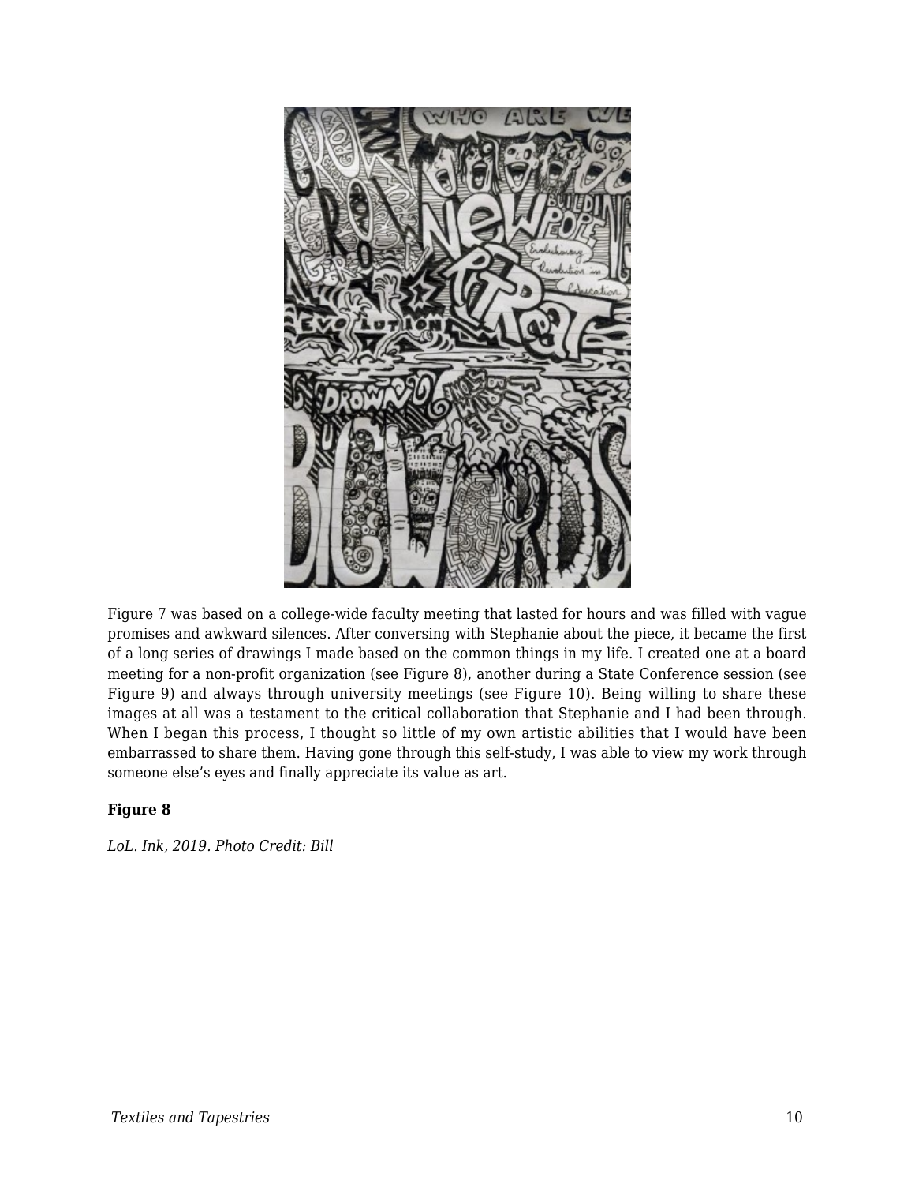Figure 7 was based on a college-wide faculty meeting that lasted for hours and was filled with vague promises and awkward silences. After conversing with Stephanie about the piece, it became the first of a long series of drawings I made based on the common things in my life. I created one at a board meeting for a non-profit organization (see Figure 8), another during a State Conference session (see Figure 9) and always through university meetings (see Figure 10). Being willing to share these images at all was a testament to the critical collaboration that Stephanie and I had been through. When I began this process, I thought so little of my own artistic abilities that I would have been embarrassed to share them. Having gone through this self-study, I was able to view my work through someone else's eyes and finally appreciate its value as art.

**Figure 8**

*LoL. Ink, 2019. Photo Credit: Bill*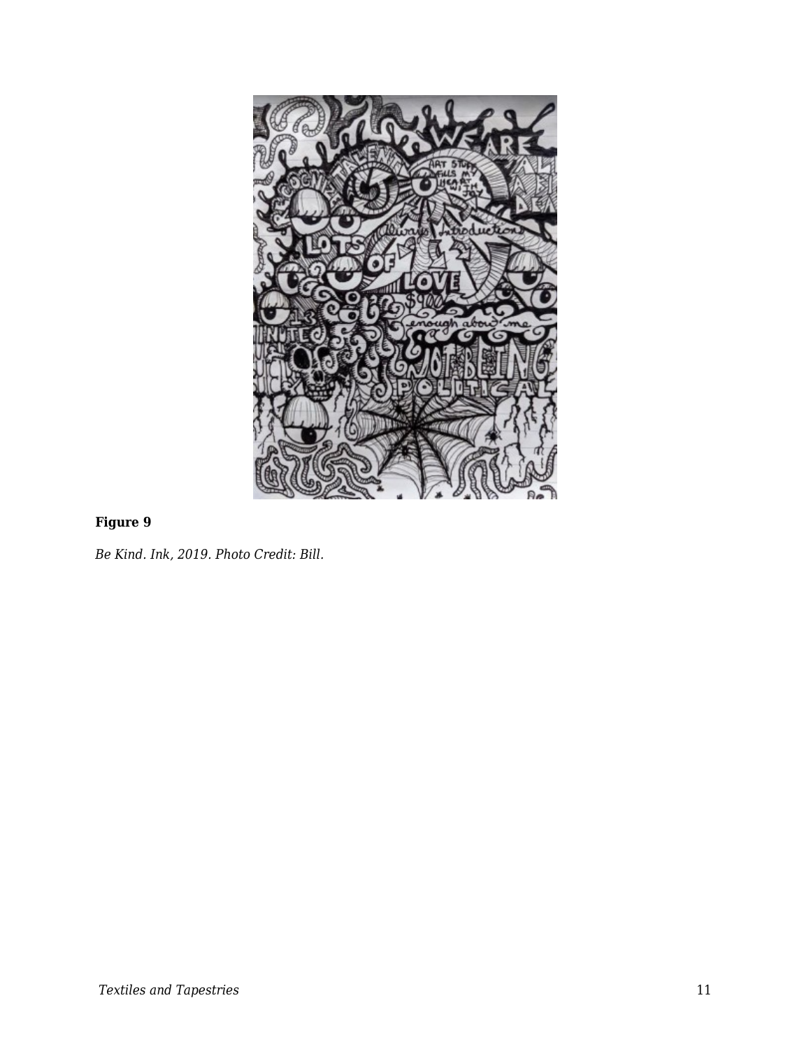**Figure 9**

*Be Kind. Ink, 2019. Photo Credit: Bill.*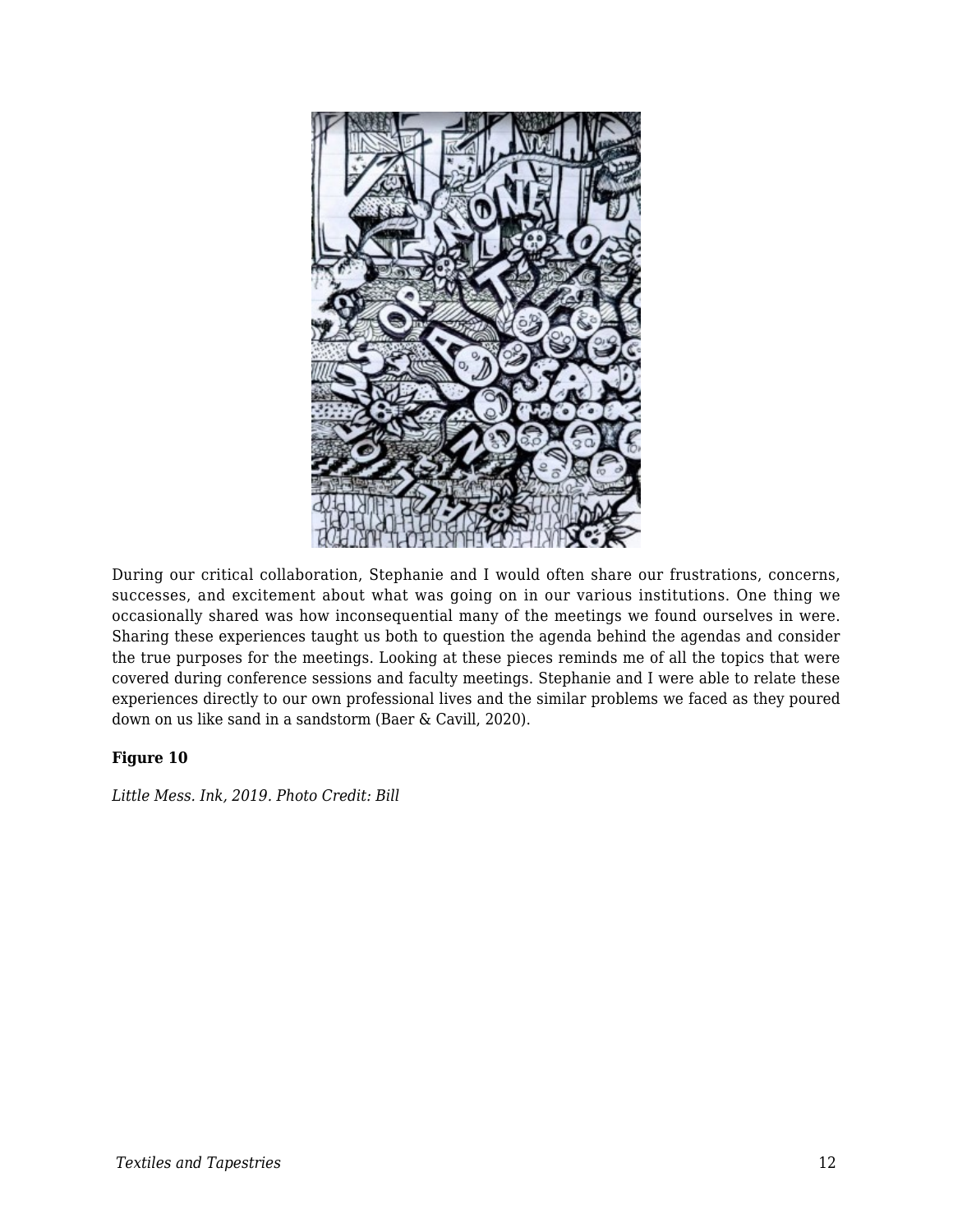During our critical collaboration, Stephanie and I would often share our frustrations, concerns, successes, and excitement about what was going on in our various institutions. One thing we occasionally shared was how inconsequential many of the meetings we found ourselves in were. Sharing these experiences taught us both to question the agenda behind the agendas and consider the true purposes for the meetings. Looking at these pieces reminds me of all the topics that were covered during conference sessions and faculty meetings. Stephanie and I were able to relate these experiences directly to our own professional lives and the similar problems we faced as they poured down on us like sand in a sandstorm (Baer & Cavill, 2020).

**Figure 10**

*Little Mess. Ink, 2019. Photo Credit: Bill*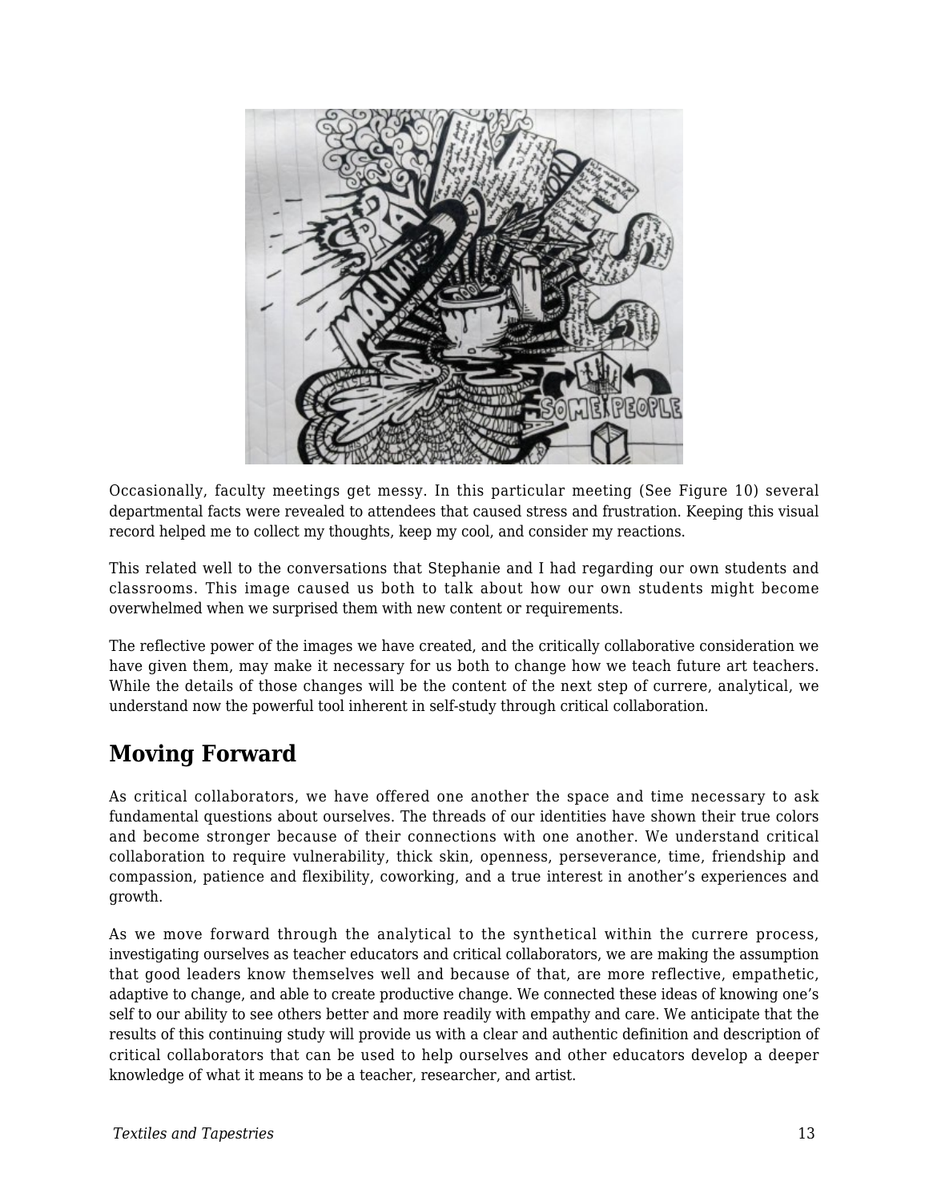Occasionally, faculty meetings get messy. In this particular meeting (See Figure 10) several departmental facts were revealed to attendees that caused stress and frustration. Keeping this visual record helped me to collect my thoughts, keep my cool, and consider my reactions.

This related well to the conversations that Stephanie and I had regarding our own students and classrooms. This image caused us both to talk about how our own students might become overwhelmed when we surprised them with new content or requirements.

The reflective power of the images we have created, and the critically collaborative consideration we have given them, may make it necessary for us both to change how we teach future art teachers. While the details of those changes will be the content of the next step of currere, analytical, we understand now the powerful tool inherent in self-study through critical collaboration.

## Moving Forward

As critical collaborators, we have offered one another the space and time necessary to ask fundamental questions about ourselves. The threads of our identities have shown their true colors and become stronger because of their connections with one another. We understand critical collaboration to require vulnerability, thick skin, openness, perseverance, time, friendship and compassion, patience and flexibility, coworking, and a true interest in another's experiences and growth.

As we move forward through the analytical to the synthetical within the currere process, investigating ourselves as teacher educators and critical collaborators, we are making the assumption that good leaders know themselves well and because of that, are more reflective, empathetic, adaptive to change, and able to create productive change. We connected these ideas of knowing one's self to our ability to see others better and more readily with empathy and care. We anticipate that the results of this continuing study will provide us with a clear and authentic definition and description of critical collaborators that can be used to help ourselves and other educators develop a deeper knowledge of what it means to be a teacher, researcher, and artist.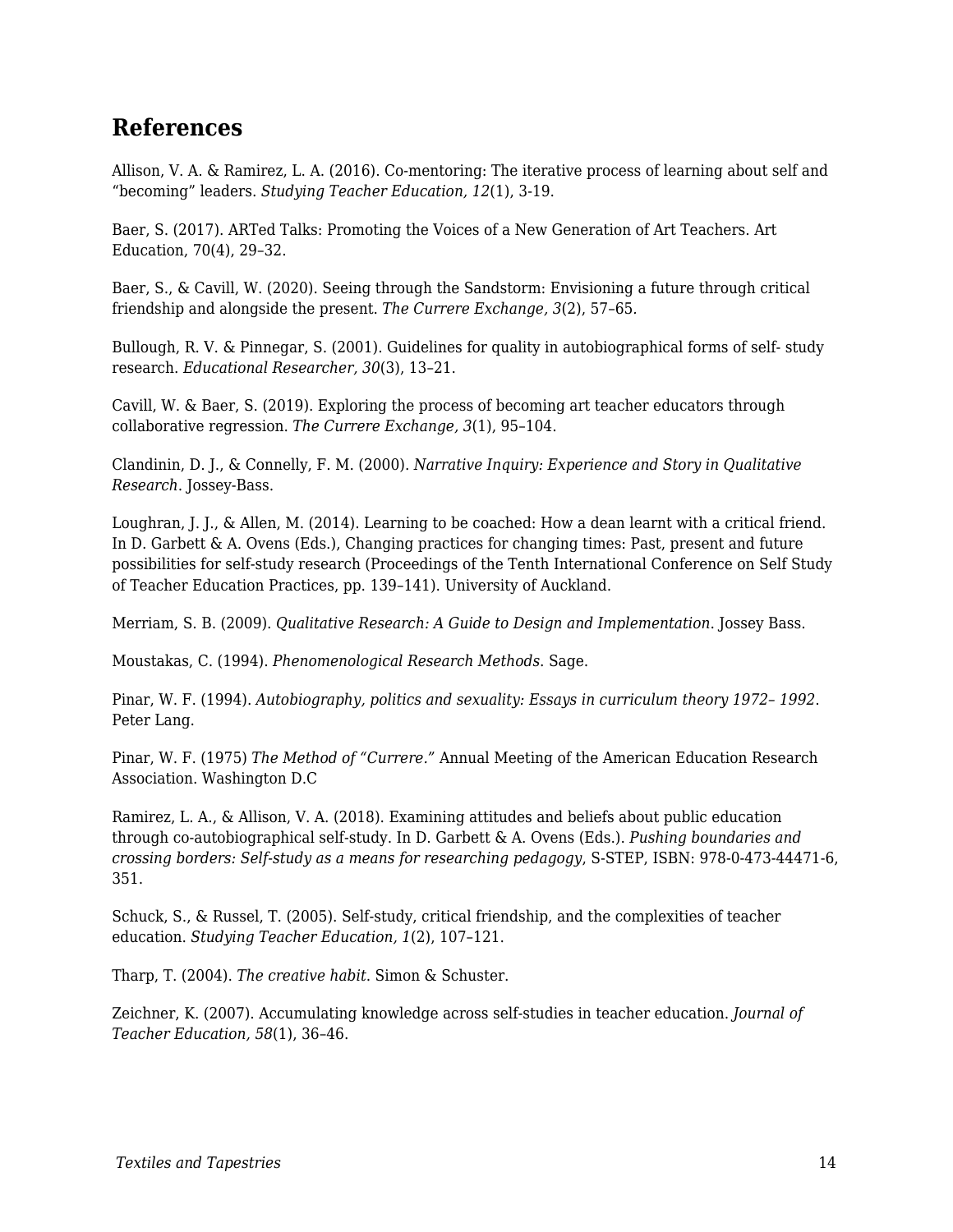## References

Allison, V. A. & Ramirez, L. A. (2016). Co-mentoring: The iterative process of learning about self and "becoming" leaders. *Studying Teacher Education, 12*(1), 3-19.

Baer, S. (2017). ARTed Talks: Promoting the Voices of a New Generation of Art Teachers. Art Education, 70(4), 29–32.

Baer, S., & Cavill, W. (2020). Seeing through the Sandstorm: Envisioning a future through critical friendship and alongside the present. *The Currere Exchange, 3*(2), 57–65.

Bullough, R. V. & Pinnegar, S. (2001). Guidelines for quality in autobiographical forms of self- study research. *Educational Researcher, 30*(3), 13–21.

Cavill, W. & Baer, S. (2019). Exploring the process of becoming art teacher educators through collaborative regression. *The Currere Exchange, 3*(1), 95–104.

Clandinin, D. J., & Connelly, F. M. (2000). *Narrative Inquiry: Experience and Story in Qualitative Research*. Jossey-Bass.

Loughran, J. J., & Allen, M. (2014). Learning to be coached: How a dean learnt with a critical friend. In D. Garbett & A. Ovens (Eds.), Changing practices for changing times: Past, present and future possibilities for self-study research (Proceedings of the Tenth International Conference on Self Study of Teacher Education Practices, pp. 139–141). University of Auckland.

Merriam, S. B. (2009). *Qualitative Research: A Guide to Design and Implementation*. Jossey Bass.

Moustakas, C. (1994). *Phenomenological Research Methods.* Sage.

Pinar, W. F. (1994). *Autobiography, politics and sexuality: Essays in curriculum theory 1972– 1992*. Peter Lang.

Pinar, W. F. (1975) *The Method of "Currere."* Annual Meeting of the American Education Research Association. Washington D.C

Ramirez, L. A., & Allison, V. A. (2018). Examining attitudes and beliefs about public education through co-autobiographical self-study. In D. Garbett & A. Ovens (Eds.). *Pushing boundaries and crossing borders: Self-study as a means for researching pedagogy*, S-STEP, ISBN: 978-0-473-44471-6, 351.

Schuck, S., & Russel, T. (2005). Self-study, critical friendship, and the complexities of teacher education. *Studying Teacher Education, 1*(2), 107–121.

Tharp, T. (2004). *The creative habit.* Simon & Schuster.

Zeichner, K. (2007). Accumulating knowledge across self-studies in teacher education. *Journal of Teacher Education, 58*(1), 36–46.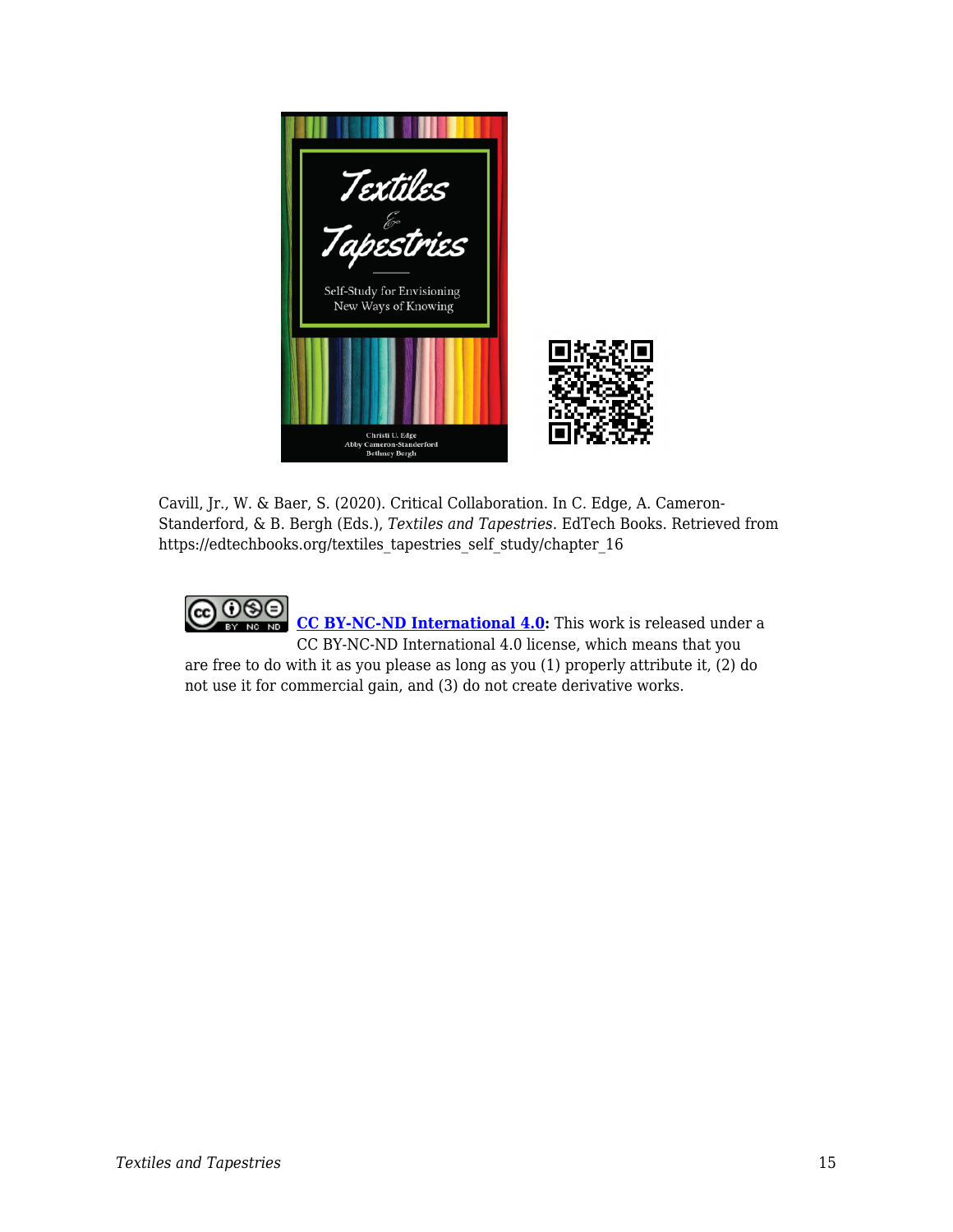Cavill, Jr., W. & Baer, S. (2020). Critical Collaboration. In C. Edge, A. Cameron-Standerford, & B. Bergh (Eds.), *Textiles and Tapestries*. EdTech Books. Retrieved from https://edtechbooks.org/textiles_tapestries_self_study/chapter_16

**[CC BY-NC-ND International 4.0](https://creativecommons.org/licenses/by-nc-nd/4.0/):** This work is released under a CC BY-NC-ND International 4.0 license, which means that you are free to do with it as you please as long as you (1) properly attribute it, (2) do not use it for commercial gain, and (3) do not create derivative works.